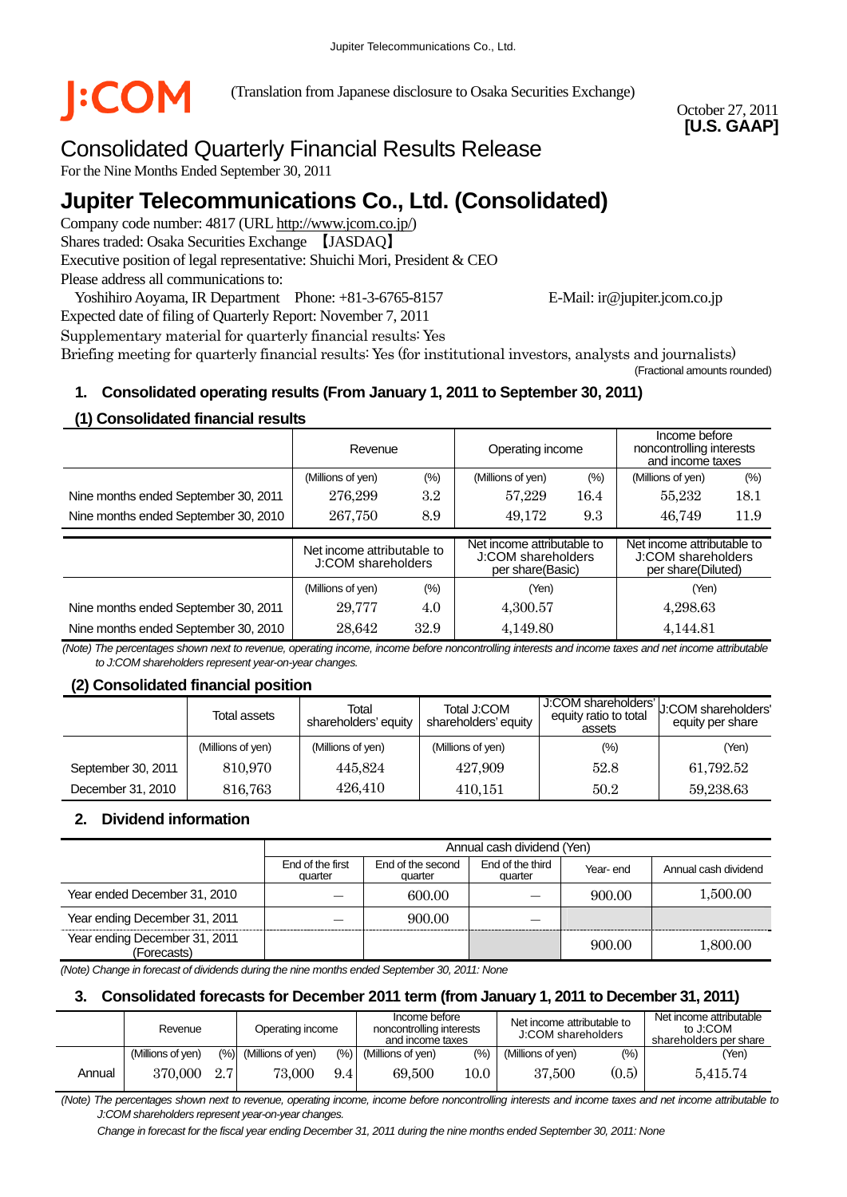J:COM (Translation from Japanese disclosure to Osaka Securities Exchange)

October 27, 2011
**[U.S. GAAP]**

# Consolidated Quarterly Financial Results Release

For the Nine Months Ended September 30, 2011

# Jupiter Telecommunications Co., Ltd. (Consolidated)

Company code number: 4817 (URL http://www.jcom.co.jp/)
Shares traded: Osaka Securities Exchange 【JASDAQ】
Executive position of legal representative: Shuichi Mori, President & CEO
Please address all communications to:
Yoshihiro Aoyama, IR Department Phone: +81-3-6765-8157 E-Mail: ir@jupiter.jcom.co.jp
Expected date of filing of Quarterly Report: November 7, 2011
Supplementary material for quarterly financial results: Yes
Briefing meeting for quarterly financial results: Yes (for institutional investors, analysts and journalists)

(Fractional amounts rounded)

## 1. Consolidated operating results (From January 1, 2011 to September 30, 2011)

### (1) Consolidated financial results

| | Revenue | | Operating income | | Income before noncontrolling interests and income taxes | |
|---|---|---|---|---|---|---|
| | (Millions of yen) | (%) | (Millions of yen) | (%) | (Millions of yen) | (%) |
| Nine months ended September 30, 2011 | 276,299 | 3.2 | 57,229 | 16.4 | 55,232 | 18.1 |
| Nine months ended September 30, 2010 | 267,750 | 8.9 | 49,172 | 9.3 | 46,749 | 11.9 |

| | Net income attributable to J:COM shareholders | | Net income attributable to J:COM shareholders per share(Basic) | Net income attributable to J:COM shareholders per share(Diluted) |
|---|---|---|---|---|
| | (Millions of yen) | (%) | (Yen) | (Yen) |
| Nine months ended September 30, 2011 | 29,777 | 4.0 | 4,300.57 | 4,298.63 |
| Nine months ended September 30, 2010 | 28,642 | 32.9 | 4,149.80 | 4,144.81 |

*(Note) The percentages shown next to revenue, operating income, income before noncontrolling interests and income taxes and net income attributable to J:COM shareholders represent year-on-year changes.*

### (2) Consolidated financial position

| | Total assets | Total shareholders' equity | Total J:COM shareholders' equity | J:COM shareholders' equity ratio to total assets | J:COM shareholders' equity per share |
|---|---|---|---|---|---|
| | (Millions of yen) | (Millions of yen) | (Millions of yen) | (%) | (Yen) |
| September 30, 2011 | 810,970 | 445,824 | 427,909 | 52.8 | 61,792.52 |
| December 31, 2010 | 816,763 | 426,410 | 410,151 | 50.2 | 59,238.63 |

## 2. Dividend information

| | Annual cash dividend (Yen) | | | | |
|---|---|---|---|---|---|
| | End of the first quarter | End of the second quarter | End of the third quarter | Year- end | Annual cash dividend |
| Year ended December 31, 2010 | — | 600.00 | — | 900.00 | 1,500.00 |
| Year ending December 31, 2011 | — | 900.00 | — | | |
| Year ending December 31, 2011 (Forecasts) | | | | 900.00 | 1,800.00 |

*(Note) Change in forecast of dividends during the nine months ended September 30, 2011: None*

## 3. Consolidated forecasts for December 2011 term (from January 1, 2011 to December 31, 2011)

| | Revenue | | Operating income | | Income before noncontrolling interests and income taxes | | Net income attributable to J:COM shareholders | | Net income attributable to J:COM shareholders per share |
|---|---|---|---|---|---|---|---|---|---|
| | (Millions of yen) | (%) | (Millions of yen) | (%) | (Millions of yen) | (%) | (Millions of yen) | (%) | (Yen) |
| Annual | 370,000 | 2.7 | 73,000 | 9.4 | 69,500 | 10.0 | 37,500 | (0.5) | 5,415.74 |

*(Note) The percentages shown next to revenue, operating income, income before noncontrolling interests and income taxes and net income attributable to J:COM shareholders represent year-on-year changes.*

*Change in forecast for the fiscal year ending December 31, 2011 during the nine months ended September 30, 2011: None*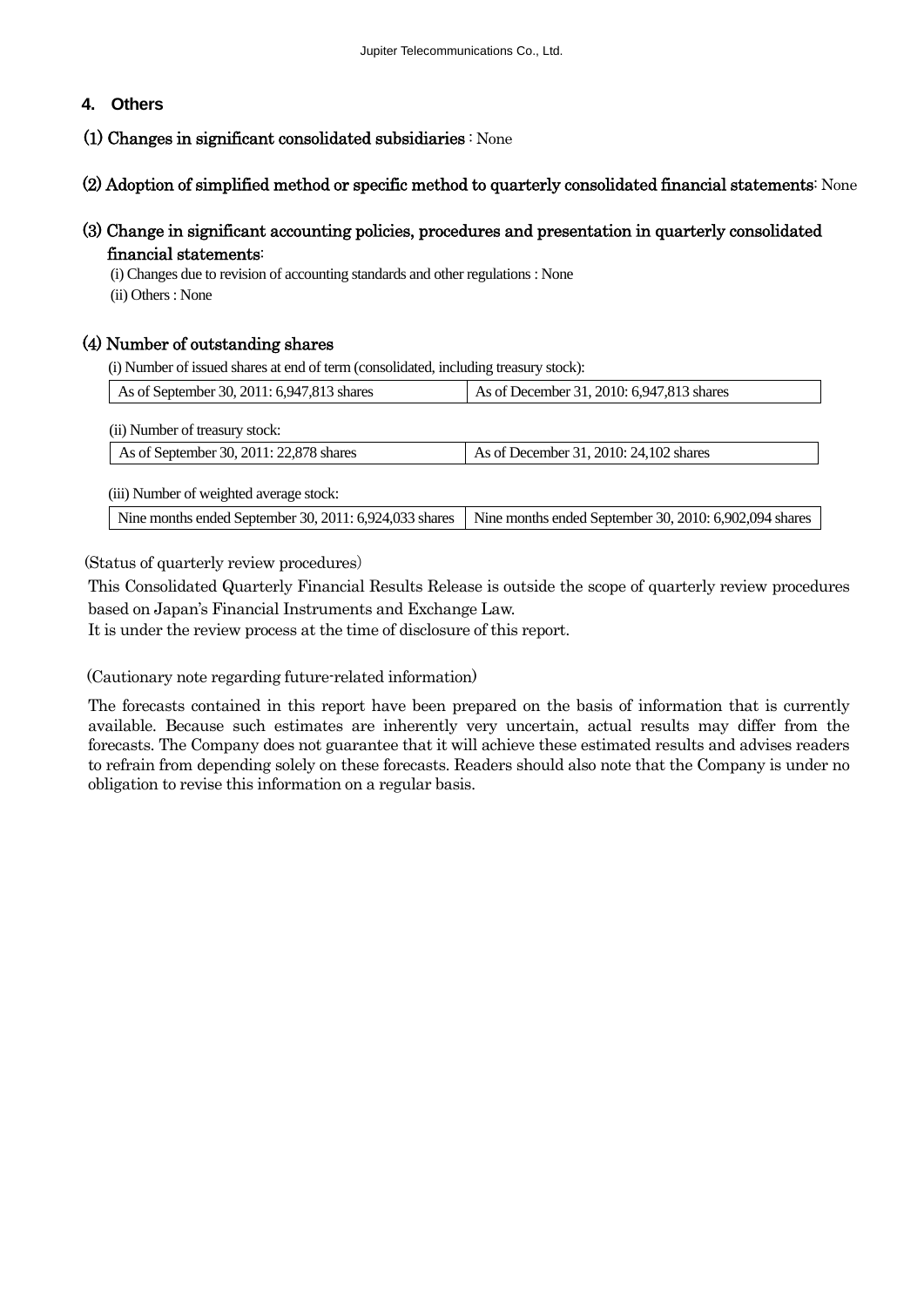## 4. Others

### (1) Changes in significant consolidated subsidiaries : None

### (2) Adoption of simplified method or specific method to quarterly consolidated financial statements: None

### (3) Change in significant accounting policies, procedures and presentation in quarterly consolidated financial statements:

(i) Changes due to revision of accounting standards and other regulations : None

(ii) Others : None

### (4) Number of outstanding shares

(i) Number of issued shares at end of term (consolidated, including treasury stock):

| As of September 30, 2011: 6,947,813 shares | As of December 31, 2010: 6,947,813 shares |
|---|---|

(ii) Number of treasury stock:

| As of September 30, 2011: 22,878 shares | As of December 31, 2010: 24,102 shares |
|---|---|

(iii) Number of weighted average stock:

| Nine months ended September 30, 2011: 6,924,033 shares | Nine months ended September 30, 2010: 6,902,094 shares |
|---|---|

(Status of quarterly review procedures)

This Consolidated Quarterly Financial Results Release is outside the scope of quarterly review procedures based on Japan's Financial Instruments and Exchange Law.
It is under the review process at the time of disclosure of this report.

(Cautionary note regarding future-related information)

The forecasts contained in this report have been prepared on the basis of information that is currently available. Because such estimates are inherently very uncertain, actual results may differ from the forecasts. The Company does not guarantee that it will achieve these estimated results and advises readers to refrain from depending solely on these forecasts. Readers should also note that the Company is under no obligation to revise this information on a regular basis.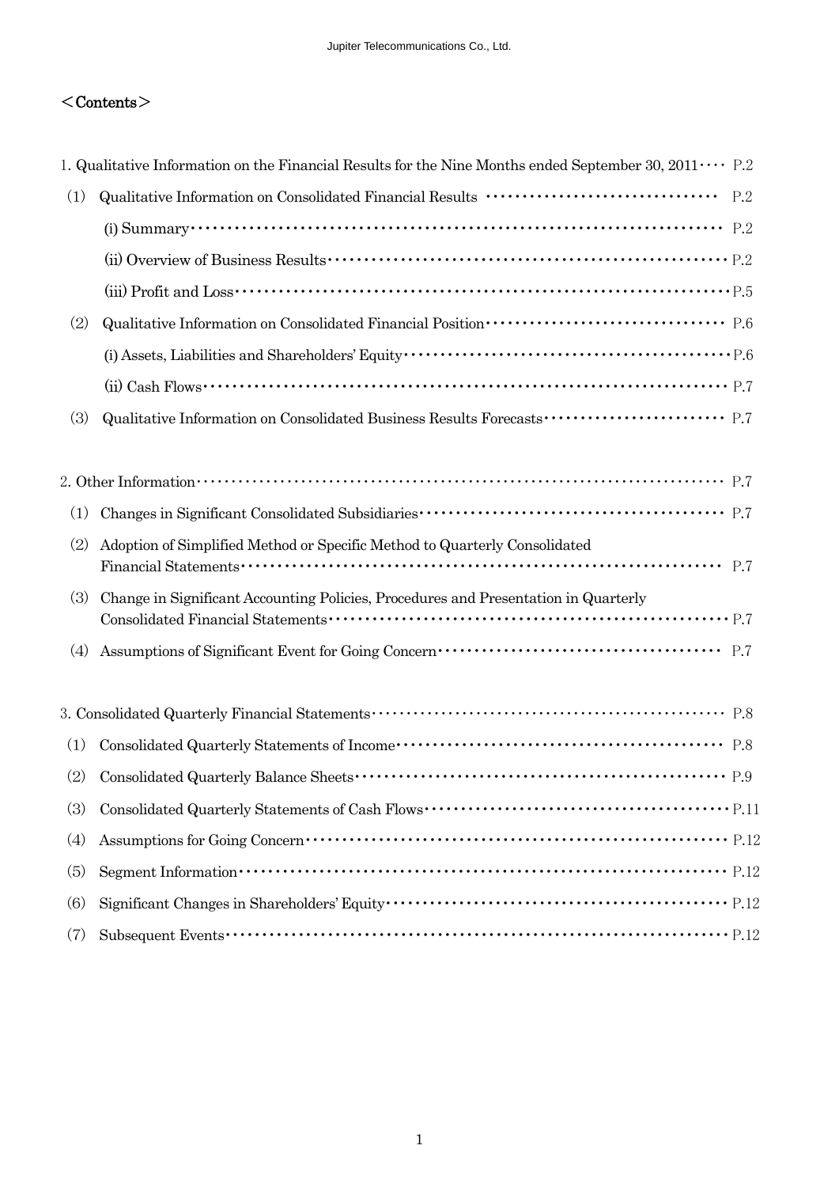## ＜Contents＞

1. Qualitative Information on the Financial Results for the Nine Months ended September 30, 2011 ････ P.2
   - (1) Qualitative Information on Consolidated Financial Results ････････････････････････････････ P.2
     - (i) Summary ････････････････････････････････････････････････････････････････････ P.2
     - (ii) Overview of Business Results ･･････････････････････････････････････････････････････ P.2
     - (iii) Profit and Loss ････････････････････････････････････････････････････････････････ P.5
   - (2) Qualitative Information on Consolidated Financial Position ････････････････････････････････ P.6
     - (i) Assets, Liabilities and Shareholders' Equity ･･････････････････････････････････････････････ P.6
     - (ii) Cash Flows ･･････････････････････････････････････････････････････････････････ P.7
   - (3) Qualitative Information on Consolidated Business Results Forecasts ･･････････････････････････ P.7

2. Other Information ････････････････････････････････････････････････････････････････ P.7
   - (1) Changes in Significant Consolidated Subsidiaries ････････････････････････････････････････ P.7
   - (2) Adoption of Simplified Method or Specific Method to Quarterly Consolidated Financial Statements ････････････････････････････････････････････････････････････ P.7
   - (3) Change in Significant Accounting Policies, Procedures and Presentation in Quarterly Consolidated Financial Statements ････････････････････････････････････････････････ P.7
   - (4) Assumptions of Significant Event for Going Concern ････････････････････････････････････ P.7

3. Consolidated Quarterly Financial Statements ･････････････････････････････････････････････ P.8
   - (1) Consolidated Quarterly Statements of Income ････････････････････････････････････････ P.8
   - (2) Consolidated Quarterly Balance Sheets ･･････････････････････････････････････････････ P.9
   - (3) Consolidated Quarterly Statements of Cash Flows ･････････････････････････････････････ P.11
   - (4) Assumptions for Going Concern ･･･････････････････････････････････････････････････････ P.12
   - (5) Segment Information ････････････････････････････････････････････････････････････ P.12
   - (6) Significant Changes in Shareholders' Equity ･････････････････････････････････････････････ P.12
   - (7) Subsequent Events ･･･････････････････････････････････････････････････････････････ P.12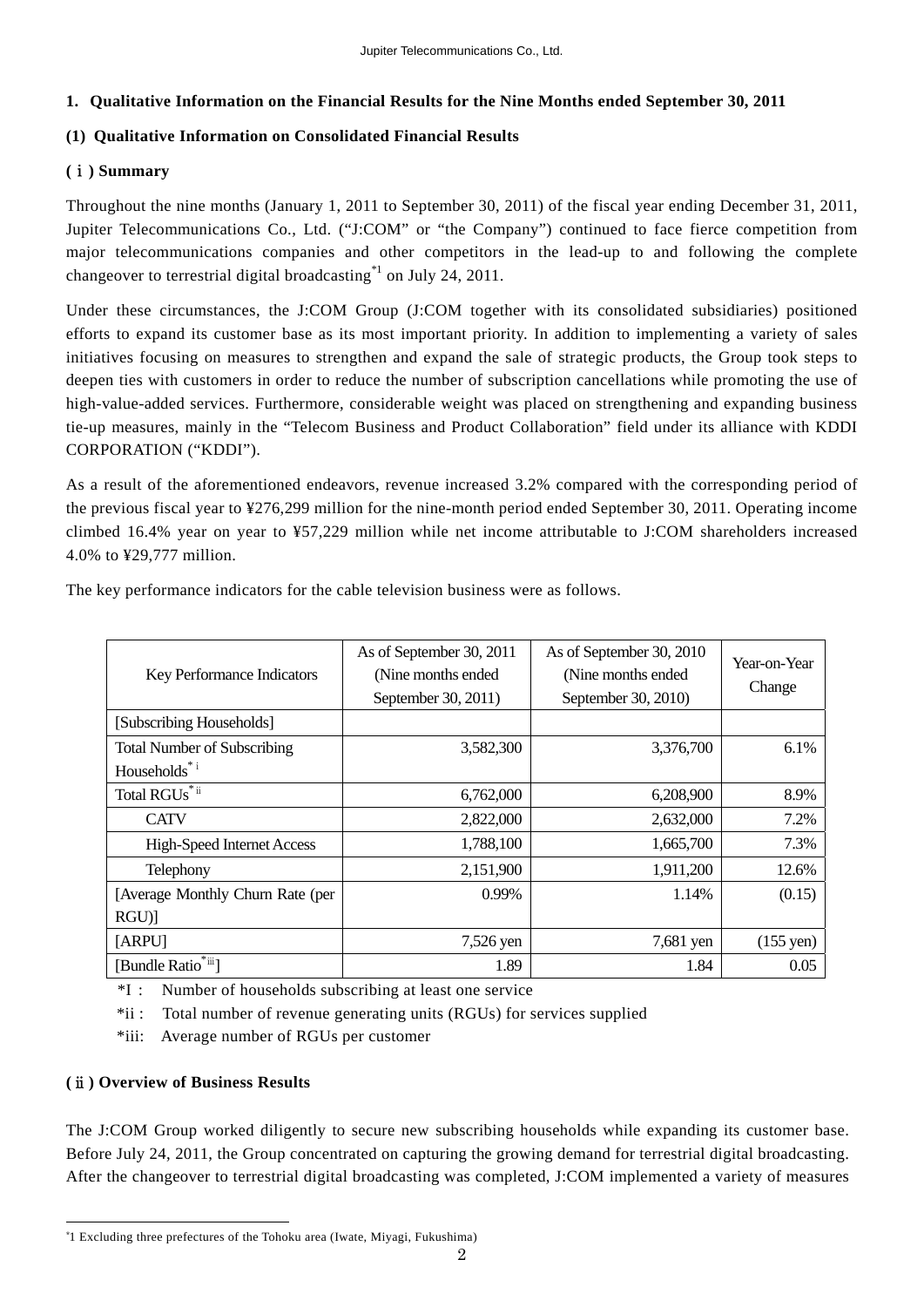## 1. Qualitative Information on the Financial Results for the Nine Months ended September 30, 2011

### (1) Qualitative Information on Consolidated Financial Results

#### (ⅰ) Summary

Throughout the nine months (January 1, 2011 to September 30, 2011) of the fiscal year ending December 31, 2011, Jupiter Telecommunications Co., Ltd. ("J:COM" or "the Company") continued to face fierce competition from major telecommunications companies and other competitors in the lead-up to and following the complete changeover to terrestrial digital broadcasting[*1] on July 24, 2011.

Under these circumstances, the J:COM Group (J:COM together with its consolidated subsidiaries) positioned efforts to expand its customer base as its most important priority. In addition to implementing a variety of sales initiatives focusing on measures to strengthen and expand the sale of strategic products, the Group took steps to deepen ties with customers in order to reduce the number of subscription cancellations while promoting the use of high-value-added services. Furthermore, considerable weight was placed on strengthening and expanding business tie-up measures, mainly in the "Telecom Business and Product Collaboration" field under its alliance with KDDI CORPORATION ("KDDI").

As a result of the aforementioned endeavors, revenue increased 3.2% compared with the corresponding period of the previous fiscal year to ¥276,299 million for the nine-month period ended September 30, 2011. Operating income climbed 16.4% year on year to ¥57,229 million while net income attributable to J:COM shareholders increased 4.0% to ¥29,777 million.

The key performance indicators for the cable television business were as follows.

| Key Performance Indicators | As of September 30, 2011 (Nine months ended September 30, 2011) | As of September 30, 2010 (Nine months ended September 30, 2010) | Year-on-Year Change |
|---|---|---|---|
| [Subscribing Households] | | | |
| Total Number of Subscribing Households[*i] | 3,582,300 | 3,376,700 | 6.1% |
| Total RGUs[*ii] | 6,762,000 | 6,208,900 | 8.9% |
| CATV | 2,822,000 | 2,632,000 | 7.2% |
| High-Speed Internet Access | 1,788,100 | 1,665,700 | 7.3% |
| Telephony | 2,151,900 | 1,911,200 | 12.6% |
| [Average Monthly Churn Rate (per RGU)] | 0.99% | 1.14% | (0.15) |
| [ARPU] | 7,526 yen | 7,681 yen | (155 yen) |
| [Bundle Ratio[*iii]] | 1.89 | 1.84 | 0.05 |

*I : Number of households subscribing at least one service

*ii : Total number of revenue generating units (RGUs) for services supplied

*iii: Average number of RGUs per customer

#### (ⅱ) Overview of Business Results

The J:COM Group worked diligently to secure new subscribing households while expanding its customer base. Before July 24, 2011, the Group concentrated on capturing the growing demand for terrestrial digital broadcasting. After the changeover to terrestrial digital broadcasting was completed, J:COM implemented a variety of measures

---

*1 Excluding three prefectures of the Tohoku area (Iwate, Miyagi, Fukushima)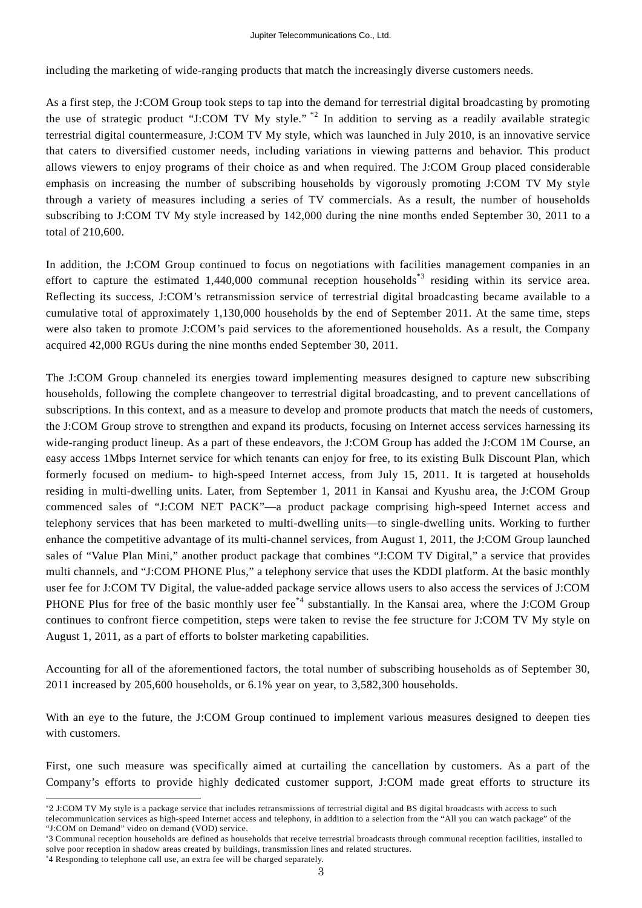including the marketing of wide-ranging products that match the increasingly diverse customers needs.

As a first step, the J:COM Group took steps to tap into the demand for terrestrial digital broadcasting by promoting the use of strategic product "J:COM TV My style." [*2] In addition to serving as a readily available strategic terrestrial digital countermeasure, J:COM TV My style, which was launched in July 2010, is an innovative service that caters to diversified customer needs, including variations in viewing patterns and behavior. This product allows viewers to enjoy programs of their choice as and when required. The J:COM Group placed considerable emphasis on increasing the number of subscribing households by vigorously promoting J:COM TV My style through a variety of measures including a series of TV commercials. As a result, the number of households subscribing to J:COM TV My style increased by 142,000 during the nine months ended September 30, 2011 to a total of 210,600.

In addition, the J:COM Group continued to focus on negotiations with facilities management companies in an effort to capture the estimated 1,440,000 communal reception households[*3] residing within its service area. Reflecting its success, J:COM's retransmission service of terrestrial digital broadcasting became available to a cumulative total of approximately 1,130,000 households by the end of September 2011. At the same time, steps were also taken to promote J:COM's paid services to the aforementioned households. As a result, the Company acquired 42,000 RGUs during the nine months ended September 30, 2011.

The J:COM Group channeled its energies toward implementing measures designed to capture new subscribing households, following the complete changeover to terrestrial digital broadcasting, and to prevent cancellations of subscriptions. In this context, and as a measure to develop and promote products that match the needs of customers, the J:COM Group strove to strengthen and expand its products, focusing on Internet access services harnessing its wide-ranging product lineup. As a part of these endeavors, the J:COM Group has added the J:COM 1M Course, an easy access 1Mbps Internet service for which tenants can enjoy for free, to its existing Bulk Discount Plan, which formerly focused on medium- to high-speed Internet access, from July 15, 2011. It is targeted at households residing in multi-dwelling units. Later, from September 1, 2011 in Kansai and Kyushu area, the J:COM Group commenced sales of "J:COM NET PACK"—a product package comprising high-speed Internet access and telephony services that has been marketed to multi-dwelling units—to single-dwelling units. Working to further enhance the competitive advantage of its multi-channel services, from August 1, 2011, the J:COM Group launched sales of "Value Plan Mini," another product package that combines "J:COM TV Digital," a service that provides multi channels, and "J:COM PHONE Plus," a telephony service that uses the KDDI platform. At the basic monthly user fee for J:COM TV Digital, the value-added package service allows users to also access the services of J:COM PHONE Plus for free of the basic monthly user fee[*4] substantially. In the Kansai area, where the J:COM Group continues to confront fierce competition, steps were taken to revise the fee structure for J:COM TV My style on August 1, 2011, as a part of efforts to bolster marketing capabilities.

Accounting for all of the aforementioned factors, the total number of subscribing households as of September 30, 2011 increased by 205,600 households, or 6.1% year on year, to 3,582,300 households.

With an eye to the future, the J:COM Group continued to implement various measures designed to deepen ties with customers.

First, one such measure was specifically aimed at curtailing the cancellation by customers. As a part of the Company's efforts to provide highly dedicated customer support, J:COM made great efforts to structure its

---

*2 J:COM TV My style is a package service that includes retransmissions of terrestrial digital and BS digital broadcasts with access to such telecommunication services as high-speed Internet access and telephony, in addition to a selection from the "All you can watch package" of the "J:COM on Demand" video on demand (VOD) service.

*3 Communal reception households are defined as households that receive terrestrial broadcasts through communal reception facilities, installed to solve poor reception in shadow areas created by buildings, transmission lines and related structures.

*4 Responding to telephone call use, an extra fee will be charged separately.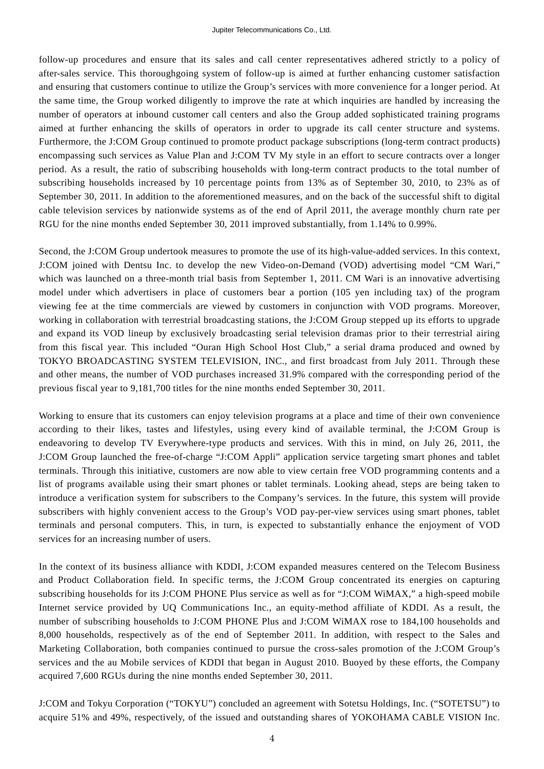follow-up procedures and ensure that its sales and call center representatives adhered strictly to a policy of after-sales service. This thoroughgoing system of follow-up is aimed at further enhancing customer satisfaction and ensuring that customers continue to utilize the Group's services with more convenience for a longer period. At the same time, the Group worked diligently to improve the rate at which inquiries are handled by increasing the number of operators at inbound customer call centers and also the Group added sophisticated training programs aimed at further enhancing the skills of operators in order to upgrade its call center structure and systems. Furthermore, the J:COM Group continued to promote product package subscriptions (long-term contract products) encompassing such services as Value Plan and J:COM TV My style in an effort to secure contracts over a longer period. As a result, the ratio of subscribing households with long-term contract products to the total number of subscribing households increased by 10 percentage points from 13% as of September 30, 2010, to 23% as of September 30, 2011. In addition to the aforementioned measures, and on the back of the successful shift to digital cable television services by nationwide systems as of the end of April 2011, the average monthly churn rate per RGU for the nine months ended September 30, 2011 improved substantially, from 1.14% to 0.99%.

Second, the J:COM Group undertook measures to promote the use of its high-value-added services. In this context, J:COM joined with Dentsu Inc. to develop the new Video-on-Demand (VOD) advertising model "CM Wari," which was launched on a three-month trial basis from September 1, 2011. CM Wari is an innovative advertising model under which advertisers in place of customers bear a portion (105 yen including tax) of the program viewing fee at the time commercials are viewed by customers in conjunction with VOD programs. Moreover, working in collaboration with terrestrial broadcasting stations, the J:COM Group stepped up its efforts to upgrade and expand its VOD lineup by exclusively broadcasting serial television dramas prior to their terrestrial airing from this fiscal year. This included "Ouran High School Host Club," a serial drama produced and owned by TOKYO BROADCASTING SYSTEM TELEVISION, INC., and first broadcast from July 2011. Through these and other means, the number of VOD purchases increased 31.9% compared with the corresponding period of the previous fiscal year to 9,181,700 titles for the nine months ended September 30, 2011.

Working to ensure that its customers can enjoy television programs at a place and time of their own convenience according to their likes, tastes and lifestyles, using every kind of available terminal, the J:COM Group is endeavoring to develop TV Everywhere-type products and services. With this in mind, on July 26, 2011, the J:COM Group launched the free-of-charge "J:COM Appli" application service targeting smart phones and tablet terminals. Through this initiative, customers are now able to view certain free VOD programming contents and a list of programs available using their smart phones or tablet terminals. Looking ahead, steps are being taken to introduce a verification system for subscribers to the Company's services. In the future, this system will provide subscribers with highly convenient access to the Group's VOD pay-per-view services using smart phones, tablet terminals and personal computers. This, in turn, is expected to substantially enhance the enjoyment of VOD services for an increasing number of users.

In the context of its business alliance with KDDI, J:COM expanded measures centered on the Telecom Business and Product Collaboration field. In specific terms, the J:COM Group concentrated its energies on capturing subscribing households for its J:COM PHONE Plus service as well as for "J:COM WiMAX," a high-speed mobile Internet service provided by UQ Communications Inc., an equity-method affiliate of KDDI. As a result, the number of subscribing households to J:COM PHONE Plus and J:COM WiMAX rose to 184,100 households and 8,000 households, respectively as of the end of September 2011. In addition, with respect to the Sales and Marketing Collaboration, both companies continued to pursue the cross-sales promotion of the J:COM Group's services and the au Mobile services of KDDI that began in August 2010. Buoyed by these efforts, the Company acquired 7,600 RGUs during the nine months ended September 30, 2011.

J:COM and Tokyu Corporation ("TOKYU") concluded an agreement with Sotetsu Holdings, Inc. ("SOTETSU") to acquire 51% and 49%, respectively, of the issued and outstanding shares of YOKOHAMA CABLE VISION Inc.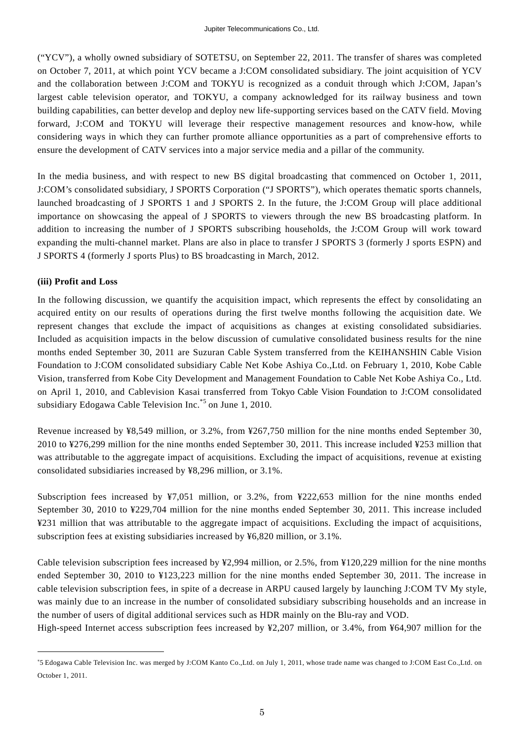("YCV"), a wholly owned subsidiary of SOTETSU, on September 22, 2011. The transfer of shares was completed on October 7, 2011, at which point YCV became a J:COM consolidated subsidiary. The joint acquisition of YCV and the collaboration between J:COM and TOKYU is recognized as a conduit through which J:COM, Japan's largest cable television operator, and TOKYU, a company acknowledged for its railway business and town building capabilities, can better develop and deploy new life-supporting services based on the CATV field. Moving forward, J:COM and TOKYU will leverage their respective management resources and know-how, while considering ways in which they can further promote alliance opportunities as a part of comprehensive efforts to ensure the development of CATV services into a major service media and a pillar of the community.

In the media business, and with respect to new BS digital broadcasting that commenced on October 1, 2011, J:COM's consolidated subsidiary, J SPORTS Corporation ("J SPORTS"), which operates thematic sports channels, launched broadcasting of J SPORTS 1 and J SPORTS 2. In the future, the J:COM Group will place additional importance on showcasing the appeal of J SPORTS to viewers through the new BS broadcasting platform. In addition to increasing the number of J SPORTS subscribing households, the J:COM Group will work toward expanding the multi-channel market. Plans are also in place to transfer J SPORTS 3 (formerly J sports ESPN) and J SPORTS 4 (formerly J sports Plus) to BS broadcasting in March, 2012.

**(iii) Profit and Loss**

In the following discussion, we quantify the acquisition impact, which represents the effect by consolidating an acquired entity on our results of operations during the first twelve months following the acquisition date. We represent changes that exclude the impact of acquisitions as changes at existing consolidated subsidiaries. Included as acquisition impacts in the below discussion of cumulative consolidated business results for the nine months ended September 30, 2011 are Suzuran Cable System transferred from the KEIHANSHIN Cable Vision Foundation to J:COM consolidated subsidiary Cable Net Kobe Ashiya Co.,Ltd. on February 1, 2010, Kobe Cable Vision, transferred from Kobe City Development and Management Foundation to Cable Net Kobe Ashiya Co., Ltd. on April 1, 2010, and Cablevision Kasai transferred from Tokyo Cable Vision Foundation to J:COM consolidated subsidiary Edogawa Cable Television Inc.[*5] on June 1, 2010.

Revenue increased by ¥8,549 million, or 3.2%, from ¥267,750 million for the nine months ended September 30, 2010 to ¥276,299 million for the nine months ended September 30, 2011. This increase included ¥253 million that was attributable to the aggregate impact of acquisitions. Excluding the impact of acquisitions, revenue at existing consolidated subsidiaries increased by ¥8,296 million, or 3.1%.

Subscription fees increased by ¥7,051 million, or 3.2%, from ¥222,653 million for the nine months ended September 30, 2010 to ¥229,704 million for the nine months ended September 30, 2011. This increase included ¥231 million that was attributable to the aggregate impact of acquisitions. Excluding the impact of acquisitions, subscription fees at existing subsidiaries increased by ¥6,820 million, or 3.1%.

Cable television subscription fees increased by ¥2,994 million, or 2.5%, from ¥120,229 million for the nine months ended September 30, 2010 to ¥123,223 million for the nine months ended September 30, 2011. The increase in cable television subscription fees, in spite of a decrease in ARPU caused largely by launching J:COM TV My style, was mainly due to an increase in the number of consolidated subsidiary subscribing households and an increase in the number of users of digital additional services such as HDR mainly on the Blu-ray and VOD.
High-speed Internet access subscription fees increased by ¥2,207 million, or 3.4%, from ¥64,907 million for the

---

[*5] Edogawa Cable Television Inc. was merged by J:COM Kanto Co.,Ltd. on July 1, 2011, whose trade name was changed to J:COM East Co.,Ltd. on October 1, 2011.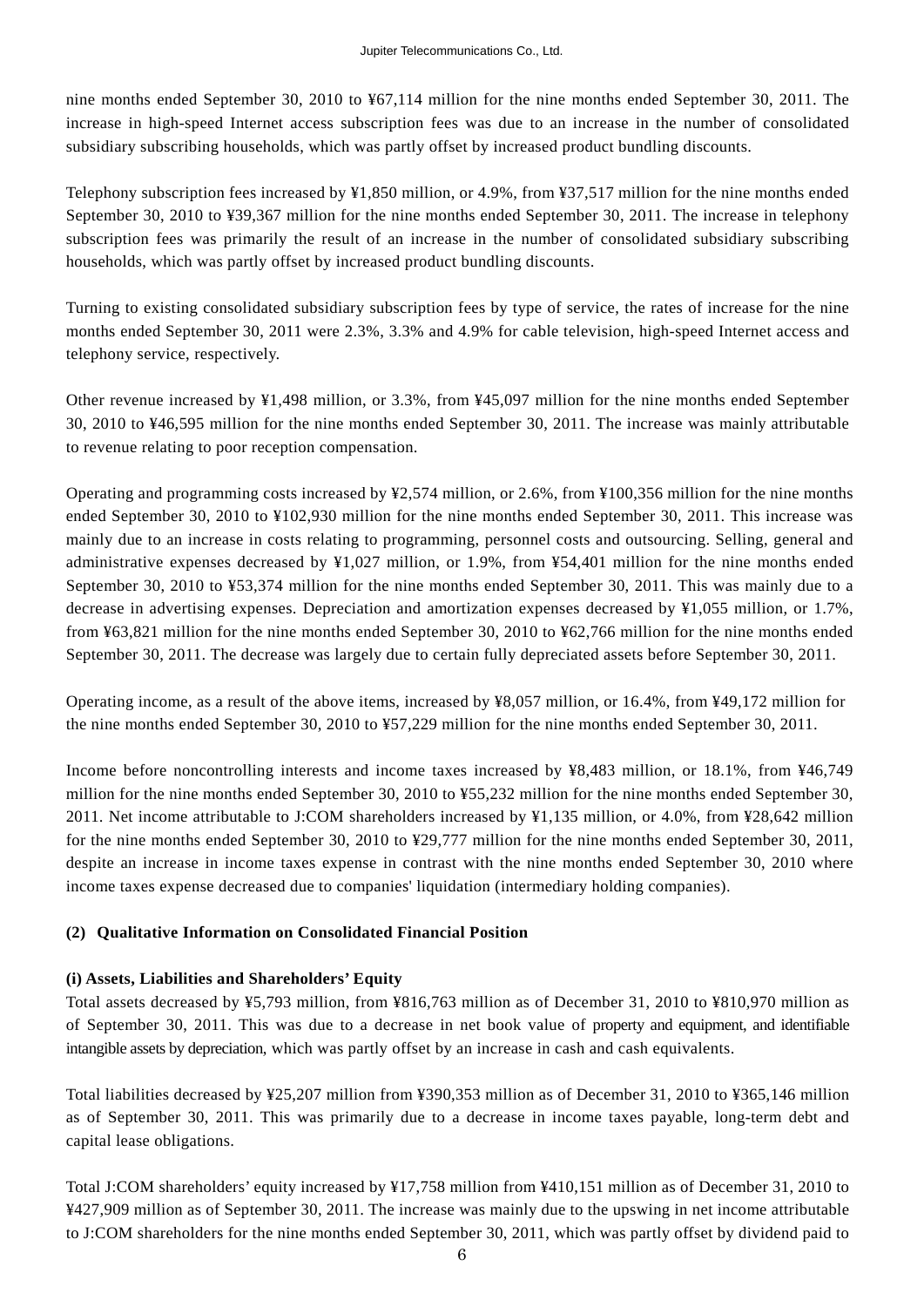nine months ended September 30, 2010 to ¥67,114 million for the nine months ended September 30, 2011. The increase in high-speed Internet access subscription fees was due to an increase in the number of consolidated subsidiary subscribing households, which was partly offset by increased product bundling discounts.

Telephony subscription fees increased by ¥1,850 million, or 4.9%, from ¥37,517 million for the nine months ended September 30, 2010 to ¥39,367 million for the nine months ended September 30, 2011. The increase in telephony subscription fees was primarily the result of an increase in the number of consolidated subsidiary subscribing households, which was partly offset by increased product bundling discounts.

Turning to existing consolidated subsidiary subscription fees by type of service, the rates of increase for the nine months ended September 30, 2011 were 2.3%, 3.3% and 4.9% for cable television, high-speed Internet access and telephony service, respectively.

Other revenue increased by ¥1,498 million, or 3.3%, from ¥45,097 million for the nine months ended September 30, 2010 to ¥46,595 million for the nine months ended September 30, 2011. The increase was mainly attributable to revenue relating to poor reception compensation.

Operating and programming costs increased by ¥2,574 million, or 2.6%, from ¥100,356 million for the nine months ended September 30, 2010 to ¥102,930 million for the nine months ended September 30, 2011. This increase was mainly due to an increase in costs relating to programming, personnel costs and outsourcing. Selling, general and administrative expenses decreased by ¥1,027 million, or 1.9%, from ¥54,401 million for the nine months ended September 30, 2010 to ¥53,374 million for the nine months ended September 30, 2011. This was mainly due to a decrease in advertising expenses. Depreciation and amortization expenses decreased by ¥1,055 million, or 1.7%, from ¥63,821 million for the nine months ended September 30, 2010 to ¥62,766 million for the nine months ended September 30, 2011. The decrease was largely due to certain fully depreciated assets before September 30, 2011.

Operating income, as a result of the above items, increased by ¥8,057 million, or 16.4%, from ¥49,172 million for the nine months ended September 30, 2010 to ¥57,229 million for the nine months ended September 30, 2011.

Income before noncontrolling interests and income taxes increased by ¥8,483 million, or 18.1%, from ¥46,749 million for the nine months ended September 30, 2010 to ¥55,232 million for the nine months ended September 30, 2011. Net income attributable to J:COM shareholders increased by ¥1,135 million, or 4.0%, from ¥28,642 million for the nine months ended September 30, 2010 to ¥29,777 million for the nine months ended September 30, 2011, despite an increase in income taxes expense in contrast with the nine months ended September 30, 2010 where income taxes expense decreased due to companies' liquidation (intermediary holding companies).

### (2) Qualitative Information on Consolidated Financial Position

#### (i) Assets, Liabilities and Shareholders' Equity

Total assets decreased by ¥5,793 million, from ¥816,763 million as of December 31, 2010 to ¥810,970 million as of September 30, 2011. This was due to a decrease in net book value of property and equipment, and identifiable intangible assets by depreciation, which was partly offset by an increase in cash and cash equivalents.

Total liabilities decreased by ¥25,207 million from ¥390,353 million as of December 31, 2010 to ¥365,146 million as of September 30, 2011. This was primarily due to a decrease in income taxes payable, long-term debt and capital lease obligations.

Total J:COM shareholders' equity increased by ¥17,758 million from ¥410,151 million as of December 31, 2010 to ¥427,909 million as of September 30, 2011. The increase was mainly due to the upswing in net income attributable to J:COM shareholders for the nine months ended September 30, 2011, which was partly offset by dividend paid to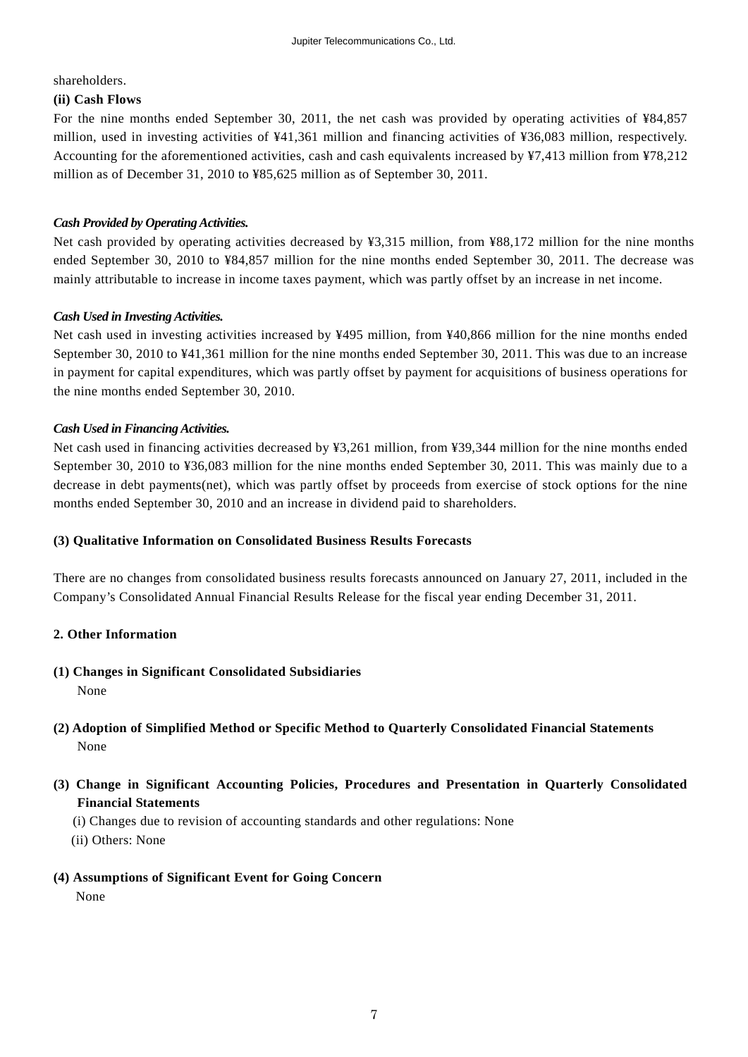shareholders.

**(ii) Cash Flows**

For the nine months ended September 30, 2011, the net cash was provided by operating activities of ¥84,857 million, used in investing activities of ¥41,361 million and financing activities of ¥36,083 million, respectively. Accounting for the aforementioned activities, cash and cash equivalents increased by ¥7,413 million from ¥78,212 million as of December 31, 2010 to ¥85,625 million as of September 30, 2011.

***Cash Provided by Operating Activities.***

Net cash provided by operating activities decreased by ¥3,315 million, from ¥88,172 million for the nine months ended September 30, 2010 to ¥84,857 million for the nine months ended September 30, 2011. The decrease was mainly attributable to increase in income taxes payment, which was partly offset by an increase in net income.

***Cash Used in Investing Activities.***

Net cash used in investing activities increased by ¥495 million, from ¥40,866 million for the nine months ended September 30, 2010 to ¥41,361 million for the nine months ended September 30, 2011. This was due to an increase in payment for capital expenditures, which was partly offset by payment for acquisitions of business operations for the nine months ended September 30, 2010.

***Cash Used in Financing Activities.***

Net cash used in financing activities decreased by ¥3,261 million, from ¥39,344 million for the nine months ended September 30, 2010 to ¥36,083 million for the nine months ended September 30, 2011. This was mainly due to a decrease in debt payments(net), which was partly offset by proceeds from exercise of stock options for the nine months ended September 30, 2010 and an increase in dividend paid to shareholders.

**(3) Qualitative Information on Consolidated Business Results Forecasts**

There are no changes from consolidated business results forecasts announced on January 27, 2011, included in the Company's Consolidated Annual Financial Results Release for the fiscal year ending December 31, 2011.

## 2. Other Information

**(1) Changes in Significant Consolidated Subsidiaries**

None

**(2) Adoption of Simplified Method or Specific Method to Quarterly Consolidated Financial Statements**

None

**(3) Change in Significant Accounting Policies, Procedures and Presentation in Quarterly Consolidated Financial Statements**

(i) Changes due to revision of accounting standards and other regulations: None

(ii) Others: None

**(4) Assumptions of Significant Event for Going Concern**

None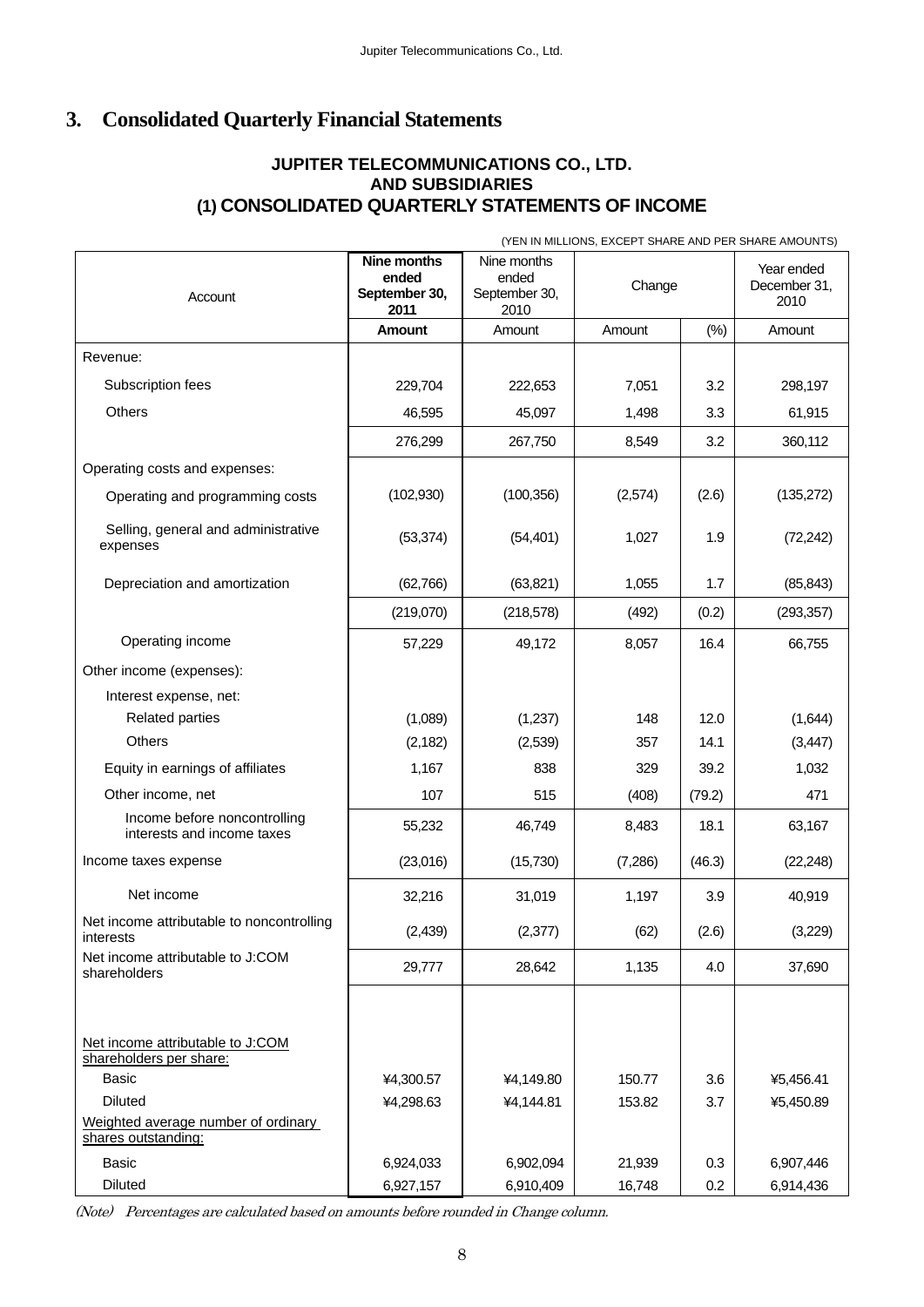## 3. Consolidated Quarterly Financial Statements

### JUPITER TELECOMMUNICATIONS CO., LTD.
### AND SUBSIDIARIES
### (1) CONSOLIDATED QUARTERLY STATEMENTS OF INCOME

(YEN IN MILLIONS, EXCEPT SHARE AND PER SHARE AMOUNTS)

| Account | **Nine months ended September 30, 2011** | Nine months ended September 30, 2010 | Change | | Year ended December 31, 2010 |
|---|---|---|---|---|---|
| | **Amount** | Amount | Amount | (%) | Amount |
| Revenue: | | | | | |
| Subscription fees | 229,704 | 222,653 | 7,051 | 3.2 | 298,197 |
| Others | 46,595 | 45,097 | 1,498 | 3.3 | 61,915 |
| | 276,299 | 267,750 | 8,549 | 3.2 | 360,112 |
| Operating costs and expenses: | | | | | |
| Operating and programming costs | (102,930) | (100,356) | (2,574) | (2.6) | (135,272) |
| Selling, general and administrative expenses | (53,374) | (54,401) | 1,027 | 1.9 | (72,242) |
| Depreciation and amortization | (62,766) | (63,821) | 1,055 | 1.7 | (85,843) |
| | (219,070) | (218,578) | (492) | (0.2) | (293,357) |
| Operating income | 57,229 | 49,172 | 8,057 | 16.4 | 66,755 |
| Other income (expenses): | | | | | |
| Interest expense, net: | | | | | |
| Related parties | (1,089) | (1,237) | 148 | 12.0 | (1,644) |
| Others | (2,182) | (2,539) | 357 | 14.1 | (3,447) |
| Equity in earnings of affiliates | 1,167 | 838 | 329 | 39.2 | 1,032 |
| Other income, net | 107 | 515 | (408) | (79.2) | 471 |
| Income before noncontrolling interests and income taxes | 55,232 | 46,749 | 8,483 | 18.1 | 63,167 |
| Income taxes expense | (23,016) | (15,730) | (7,286) | (46.3) | (22,248) |
| Net income | 32,216 | 31,019 | 1,197 | 3.9 | 40,919 |
| Net income attributable to noncontrolling interests | (2,439) | (2,377) | (62) | (2.6) | (3,229) |
| Net income attributable to J:COM shareholders | 29,777 | 28,642 | 1,135 | 4.0 | 37,690 |
| Net income attributable to J:COM shareholders per share: | | | | | |
| Basic | ¥4,300.57 | ¥4,149.80 | 150.77 | 3.6 | ¥5,456.41 |
| Diluted | ¥4,298.63 | ¥4,144.81 | 153.82 | 3.7 | ¥5,450.89 |
| Weighted average number of ordinary shares outstanding: | | | | | |
| Basic | 6,924,033 | 6,902,094 | 21,939 | 0.3 | 6,907,446 |
| Diluted | 6,927,157 | 6,910,409 | 16,748 | 0.2 | 6,914,436 |

*(Note) Percentages are calculated based on amounts before rounded in Change column.*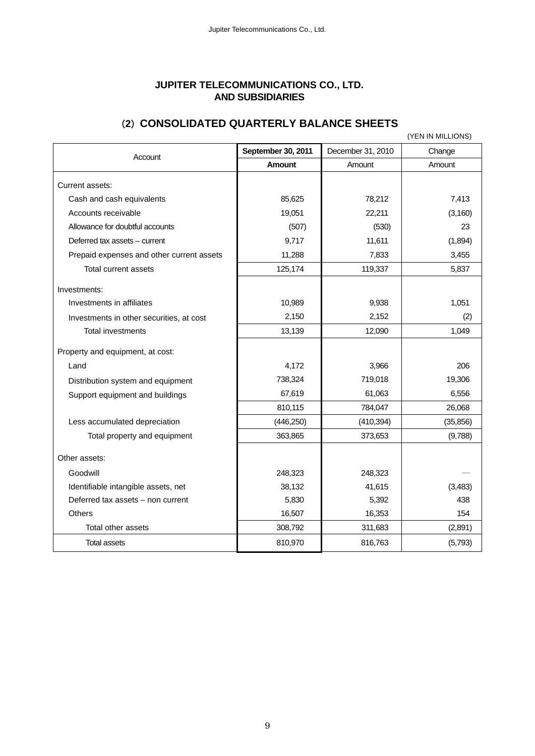# JUPITER TELECOMMUNICATIONS CO., LTD. AND SUBSIDIARIES

## (2) CONSOLIDATED QUARTERLY BALANCE SHEETS

(YEN IN MILLIONS)

| Account | September 30, 2011 | December 31, 2010 | Change |
|---|---|---|---|
| | **Amount** | Amount | Amount |
| Current assets: | | | |
| Cash and cash equivalents | 85,625 | 78,212 | 7,413 |
| Accounts receivable | 19,051 | 22,211 | (3,160) |
| Allowance for doubtful accounts | (507) | (530) | 23 |
| Deferred tax assets – current | 9,717 | 11,611 | (1,894) |
| Prepaid expenses and other current assets | 11,288 | 7,833 | 3,455 |
| Total current assets | 125,174 | 119,337 | 5,837 |
| Investments: | | | |
| Investments in affiliates | 10,989 | 9,938 | 1,051 |
| Investments in other securities, at cost | 2,150 | 2,152 | (2) |
| Total investments | 13,139 | 12,090 | 1,049 |
| Property and equipment, at cost: | | | |
| Land | 4,172 | 3,966 | 206 |
| Distribution system and equipment | 738,324 | 719,018 | 19,306 |
| Support equipment and buildings | 67,619 | 61,063 | 6,556 |
| | 810,115 | 784,047 | 26,068 |
| Less accumulated depreciation | (446,250) | (410,394) | (35,856) |
| Total property and equipment | 363,865 | 373,653 | (9,788) |
| Other assets: | | | |
| Goodwill | 248,323 | 248,323 | — |
| Identifiable intangible assets, net | 38,132 | 41,615 | (3,483) |
| Deferred tax assets – non current | 5,830 | 5,392 | 438 |
| Others | 16,507 | 16,353 | 154 |
| Total other assets | 308,792 | 311,683 | (2,891) |
| Total assets | 810,970 | 816,763 | (5,793) |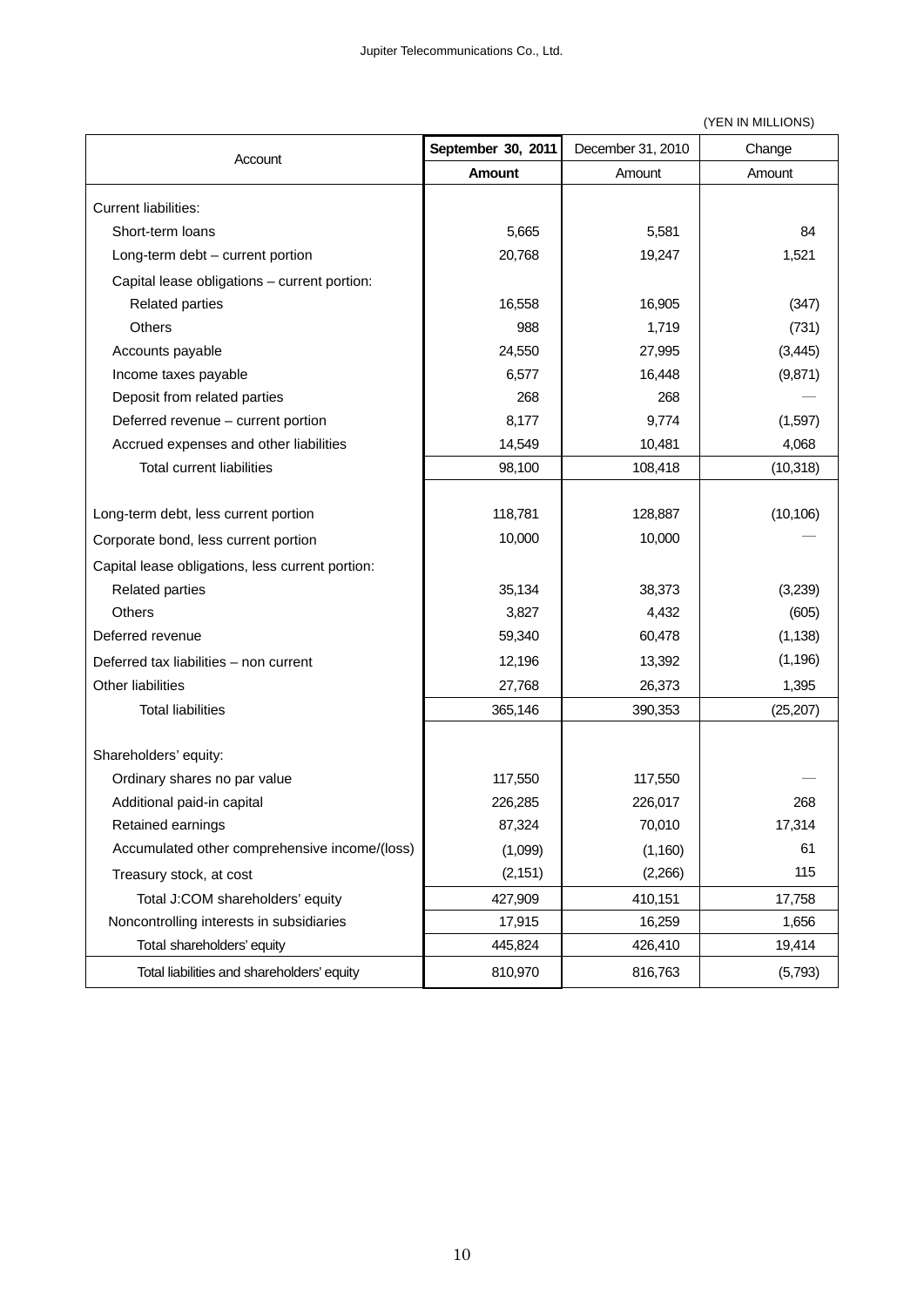(YEN IN MILLIONS)

| Account | September 30, 2011 | December 31, 2010 | Change |
|---|---|---|---|
| | **Amount** | Amount | Amount |
| Current liabilities: | | | |
| Short-term loans | 5,665 | 5,581 | 84 |
| Long-term debt – current portion | 20,768 | 19,247 | 1,521 |
| Capital lease obligations – current portion: | | | |
| Related parties | 16,558 | 16,905 | (347) |
| Others | 988 | 1,719 | (731) |
| Accounts payable | 24,550 | 27,995 | (3,445) |
| Income taxes payable | 6,577 | 16,448 | (9,871) |
| Deposit from related parties | 268 | 268 | — |
| Deferred revenue – current portion | 8,177 | 9,774 | (1,597) |
| Accrued expenses and other liabilities | 14,549 | 10,481 | 4,068 |
| Total current liabilities | 98,100 | 108,418 | (10,318) |
| Long-term debt, less current portion | 118,781 | 128,887 | (10,106) |
| Corporate bond, less current portion | 10,000 | 10,000 | — |
| Capital lease obligations, less current portion: | | | |
| Related parties | 35,134 | 38,373 | (3,239) |
| Others | 3,827 | 4,432 | (605) |
| Deferred revenue | 59,340 | 60,478 | (1,138) |
| Deferred tax liabilities – non current | 12,196 | 13,392 | (1,196) |
| Other liabilities | 27,768 | 26,373 | 1,395 |
| Total liabilities | 365,146 | 390,353 | (25,207) |
| Shareholders' equity: | | | |
| Ordinary shares no par value | 117,550 | 117,550 | — |
| Additional paid-in capital | 226,285 | 226,017 | 268 |
| Retained earnings | 87,324 | 70,010 | 17,314 |
| Accumulated other comprehensive income/(loss) | (1,099) | (1,160) | 61 |
| Treasury stock, at cost | (2,151) | (2,266) | 115 |
| Total J:COM shareholders' equity | 427,909 | 410,151 | 17,758 |
| Noncontrolling interests in subsidiaries | 17,915 | 16,259 | 1,656 |
| Total shareholders' equity | 445,824 | 426,410 | 19,414 |
| Total liabilities and shareholders' equity | 810,970 | 816,763 | (5,793) |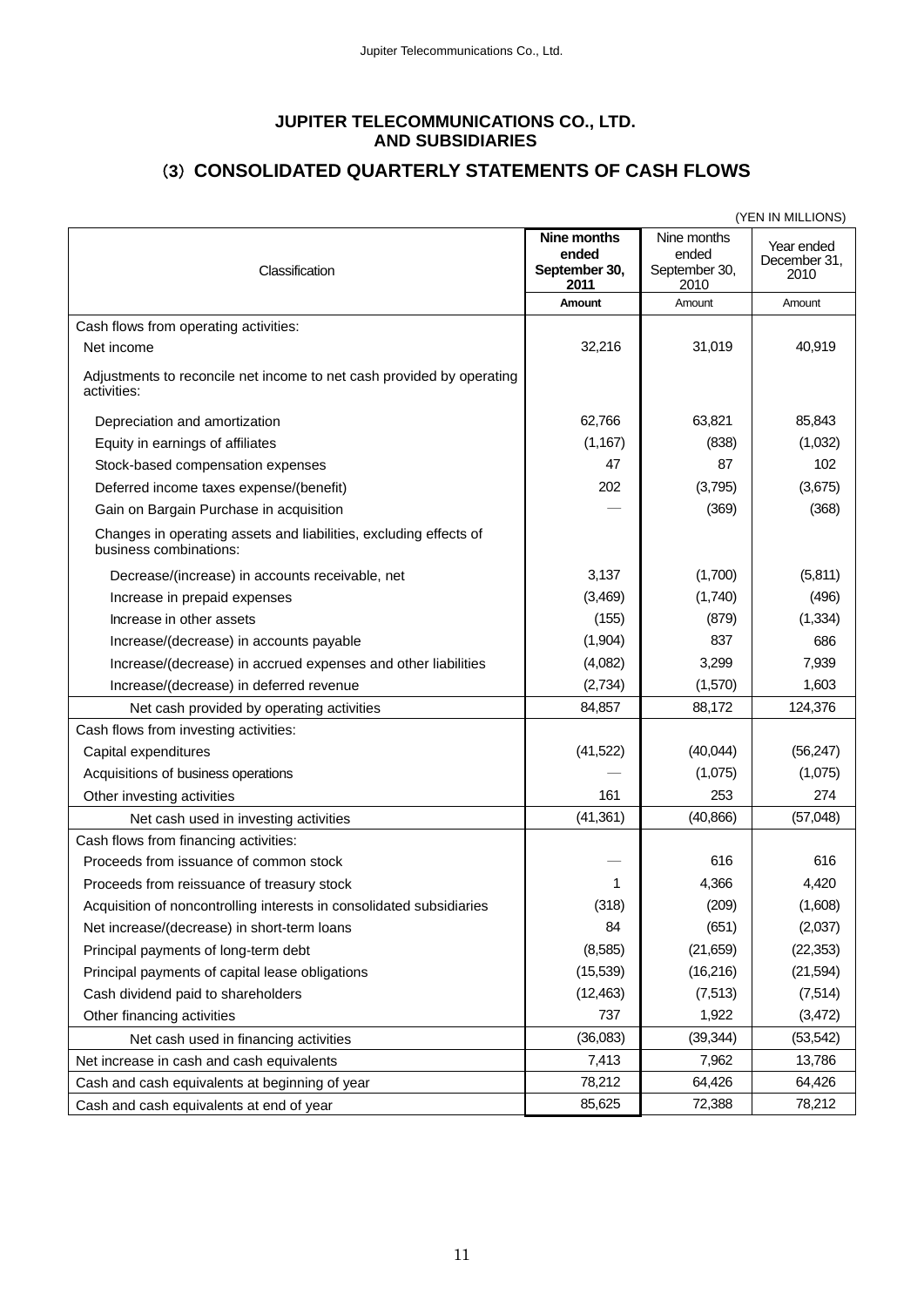# JUPITER TELECOMMUNICATIONS CO., LTD. AND SUBSIDIARIES

## (3) CONSOLIDATED QUARTERLY STATEMENTS OF CASH FLOWS

(YEN IN MILLIONS)

| Classification | **Nine months ended September 30, 2011** | Nine months ended September 30, 2010 | Year ended December 31, 2010 |
|---|---|---|---|
| | **Amount** | Amount | Amount |
| Cash flows from operating activities: | | | |
| Net income | 32,216 | 31,019 | 40,919 |
| Adjustments to reconcile net income to net cash provided by operating activities: | | | |
| Depreciation and amortization | 62,766 | 63,821 | 85,843 |
| Equity in earnings of affiliates | (1,167) | (838) | (1,032) |
| Stock-based compensation expenses | 47 | 87 | 102 |
| Deferred income taxes expense/(benefit) | 202 | (3,795) | (3,675) |
| Gain on Bargain Purchase in acquisition | — | (369) | (368) |
| Changes in operating assets and liabilities, excluding effects of business combinations: | | | |
| Decrease/(increase) in accounts receivable, net | 3,137 | (1,700) | (5,811) |
| Increase in prepaid expenses | (3,469) | (1,740) | (496) |
| Increase in other assets | (155) | (879) | (1,334) |
| Increase/(decrease) in accounts payable | (1,904) | 837 | 686 |
| Increase/(decrease) in accrued expenses and other liabilities | (4,082) | 3,299 | 7,939 |
| Increase/(decrease) in deferred revenue | (2,734) | (1,570) | 1,603 |
| Net cash provided by operating activities | 84,857 | 88,172 | 124,376 |
| Cash flows from investing activities: | | | |
| Capital expenditures | (41,522) | (40,044) | (56,247) |
| Acquisitions of business operations | — | (1,075) | (1,075) |
| Other investing activities | 161 | 253 | 274 |
| Net cash used in investing activities | (41,361) | (40,866) | (57,048) |
| Cash flows from financing activities: | | | |
| Proceeds from issuance of common stock | — | 616 | 616 |
| Proceeds from reissuance of treasury stock | 1 | 4,366 | 4,420 |
| Acquisition of noncontrolling interests in consolidated subsidiaries | (318) | (209) | (1,608) |
| Net increase/(decrease) in short-term loans | 84 | (651) | (2,037) |
| Principal payments of long-term debt | (8,585) | (21,659) | (22,353) |
| Principal payments of capital lease obligations | (15,539) | (16,216) | (21,594) |
| Cash dividend paid to shareholders | (12,463) | (7,513) | (7,514) |
| Other financing activities | 737 | 1,922 | (3,472) |
| Net cash used in financing activities | (36,083) | (39,344) | (53,542) |
| Net increase in cash and cash equivalents | 7,413 | 7,962 | 13,786 |
| Cash and cash equivalents at beginning of year | 78,212 | 64,426 | 64,426 |
| Cash and cash equivalents at end of year | 85,625 | 72,388 | 78,212 |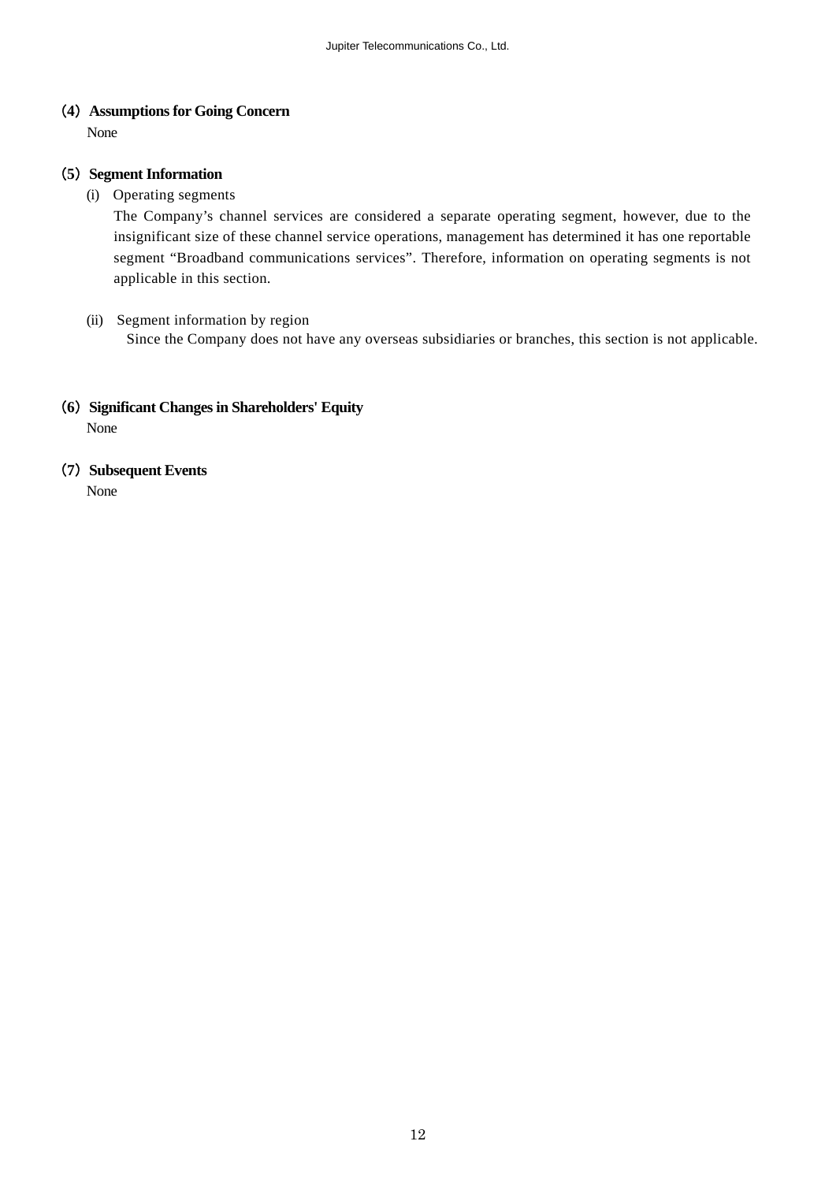## (4) Assumptions for Going Concern

None

## (5) Segment Information

(i) Operating segments

The Company's channel services are considered a separate operating segment, however, due to the insignificant size of these channel service operations, management has determined it has one reportable segment "Broadband communications services". Therefore, information on operating segments is not applicable in this section.

(ii) Segment information by region

Since the Company does not have any overseas subsidiaries or branches, this section is not applicable.

## (6) Significant Changes in Shareholders' Equity

None

## (7) Subsequent Events

None